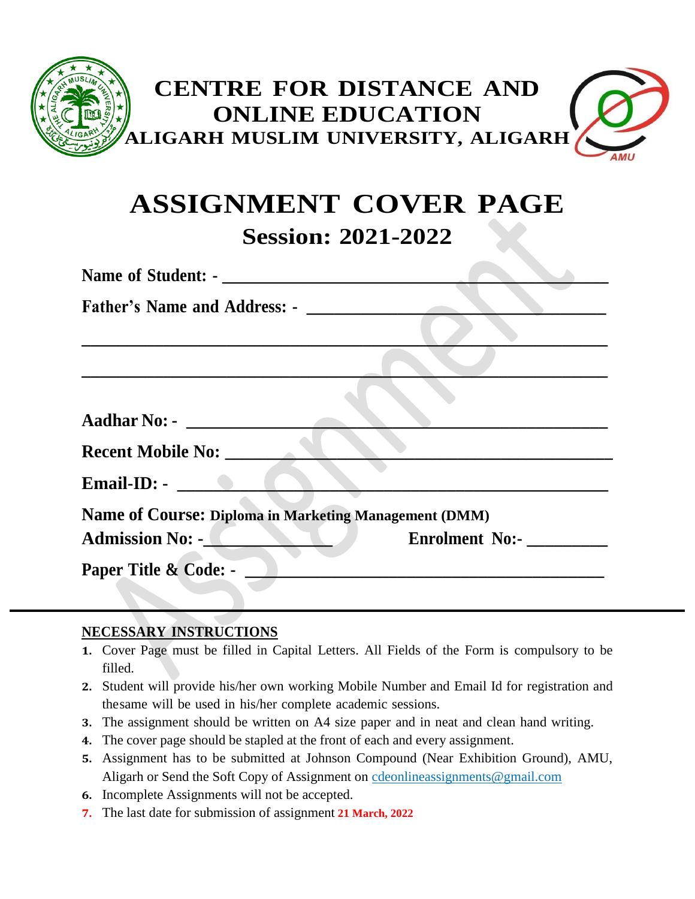# CENTRE FOR DISTANCE AND ONLINE EDUCATION

## ALIGARH MUSLIM UNIVERSITY, ALIGARH

# ASSIGNMENT COVER PAGE

## Session: 2021-2022

**Name of Student: -** ______________________________________________

**Father's Name and Address: -** ____________________________________

______________________________________________________________

______________________________________________________________

**Aadhar No: -** ______________________________________________

**Recent Mobile No:** ______________________________________________

**Email-ID: -** ______________________________________________

**Name of Course: Diploma in Marketing Management (DMM)**

**Admission No: -**______________ **Enrolment No:-** _________

**Paper Title & Code: -** ________________________________________

---

**NECESSARY INSTRUCTIONS**

1. Cover Page must be filled in Capital Letters. All Fields of the Form is compulsory to be filled.
2. Student will provide his/her own working Mobile Number and Email Id for registration and thesame will be used in his/her complete academic sessions.
3. The assignment should be written on A4 size paper and in neat and clean hand writing.
4. The cover page should be stapled at the front of each and every assignment.
5. Assignment has to be submitted at Johnson Compound (Near Exhibition Ground), AMU, Aligarh or Send the Soft Copy of Assignment on cdeonlineassignments@gmail.com
6. Incomplete Assignments will not be accepted.
7. The last date for submission of assignment **21 March, 2022**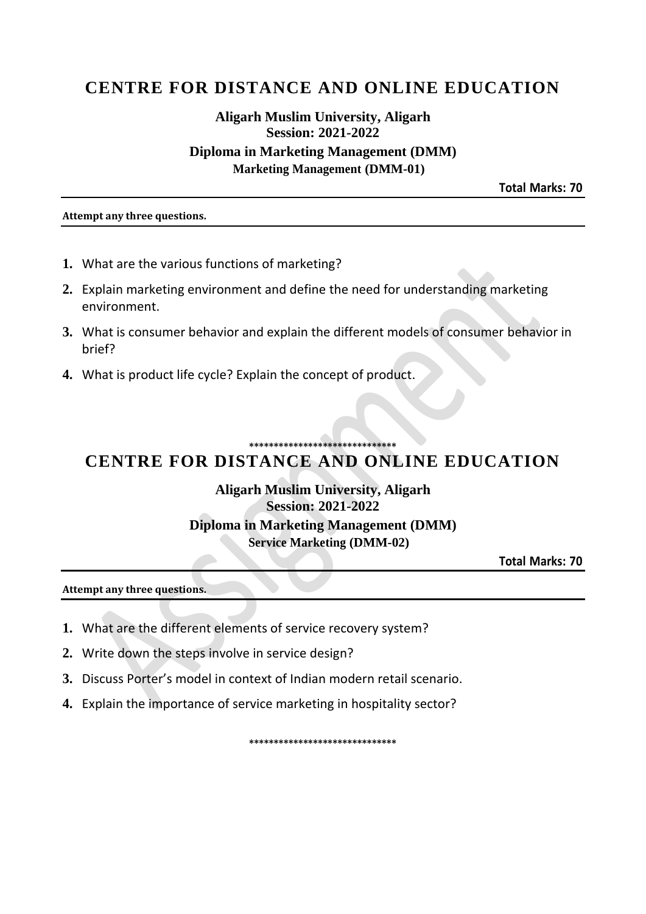# CENTRE FOR DISTANCE AND ONLINE EDUCATION

**Aligarh Muslim University, Aligarh**
**Session: 2021-2022**
**Diploma in Marketing Management (DMM)**
**Marketing Management (DMM-01)**

**Total Marks: 70**

---

**Attempt any three questions.**

---

1. What are the various functions of marketing?
2. Explain marketing environment and define the need for understanding marketing environment.
3. What is consumer behavior and explain the different models of consumer behavior in brief?
4. What is product life cycle? Explain the concept of product.

******************************

# CENTRE FOR DISTANCE AND ONLINE EDUCATION

**Aligarh Muslim University, Aligarh**
**Session: 2021-2022**
**Diploma in Marketing Management (DMM)**
**Service Marketing (DMM-02)**

**Total Marks: 70**

---

**Attempt any three questions.**

---

1. What are the different elements of service recovery system?
2. Write down the steps involve in service design?
3. Discuss Porter's model in context of Indian modern retail scenario.
4. Explain the importance of service marketing in hospitality sector?

******************************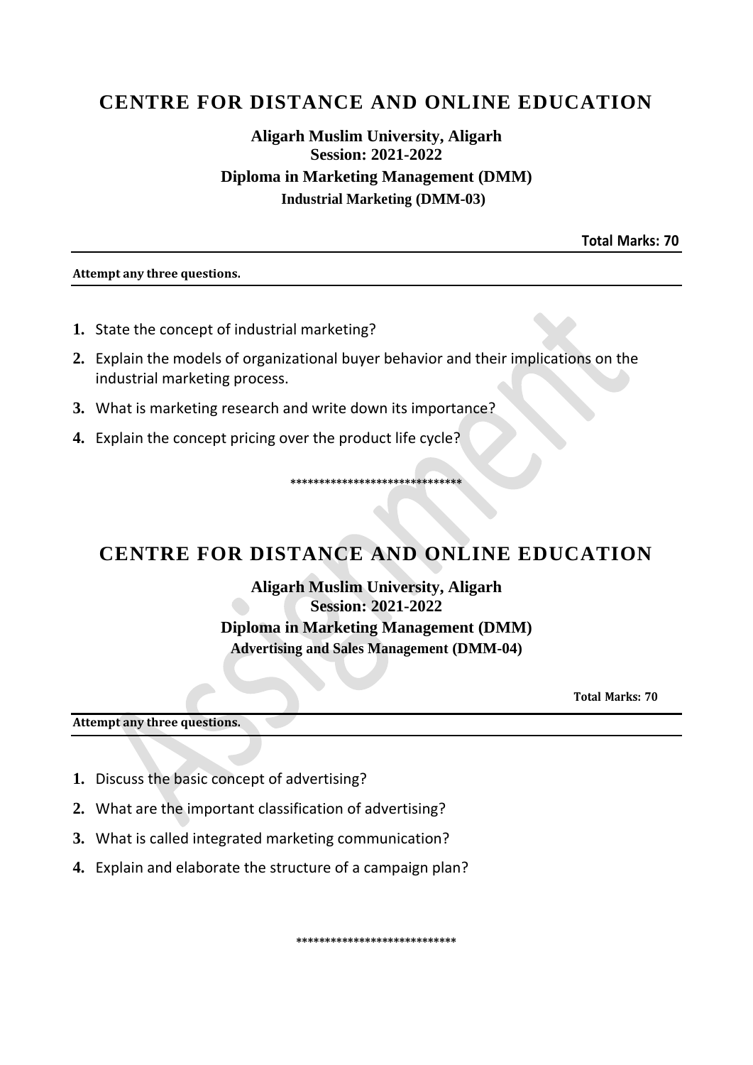# CENTRE FOR DISTANCE AND ONLINE EDUCATION

**Aligarh Muslim University, Aligarh**
**Session: 2021-2022**
**Diploma in Marketing Management (DMM)**
**Industrial Marketing (DMM-03)**

**Total Marks: 70**

---

**Attempt any three questions.**

---

1. State the concept of industrial marketing?
2. Explain the models of organizational buyer behavior and their implications on the industrial marketing process.
3. What is marketing research and write down its importance?
4. Explain the concept pricing over the product life cycle?

*****************************

# CENTRE FOR DISTANCE AND ONLINE EDUCATION

**Aligarh Muslim University, Aligarh**
**Session: 2021-2022**
**Diploma in Marketing Management (DMM)**
**Advertising and Sales Management (DMM-04)**

**Total Marks: 70**

---

**Attempt any three questions.**

---

1. Discuss the basic concept of advertising?
2. What are the important classification of advertising?
3. What is called integrated marketing communication?
4. Explain and elaborate the structure of a campaign plan?

***************************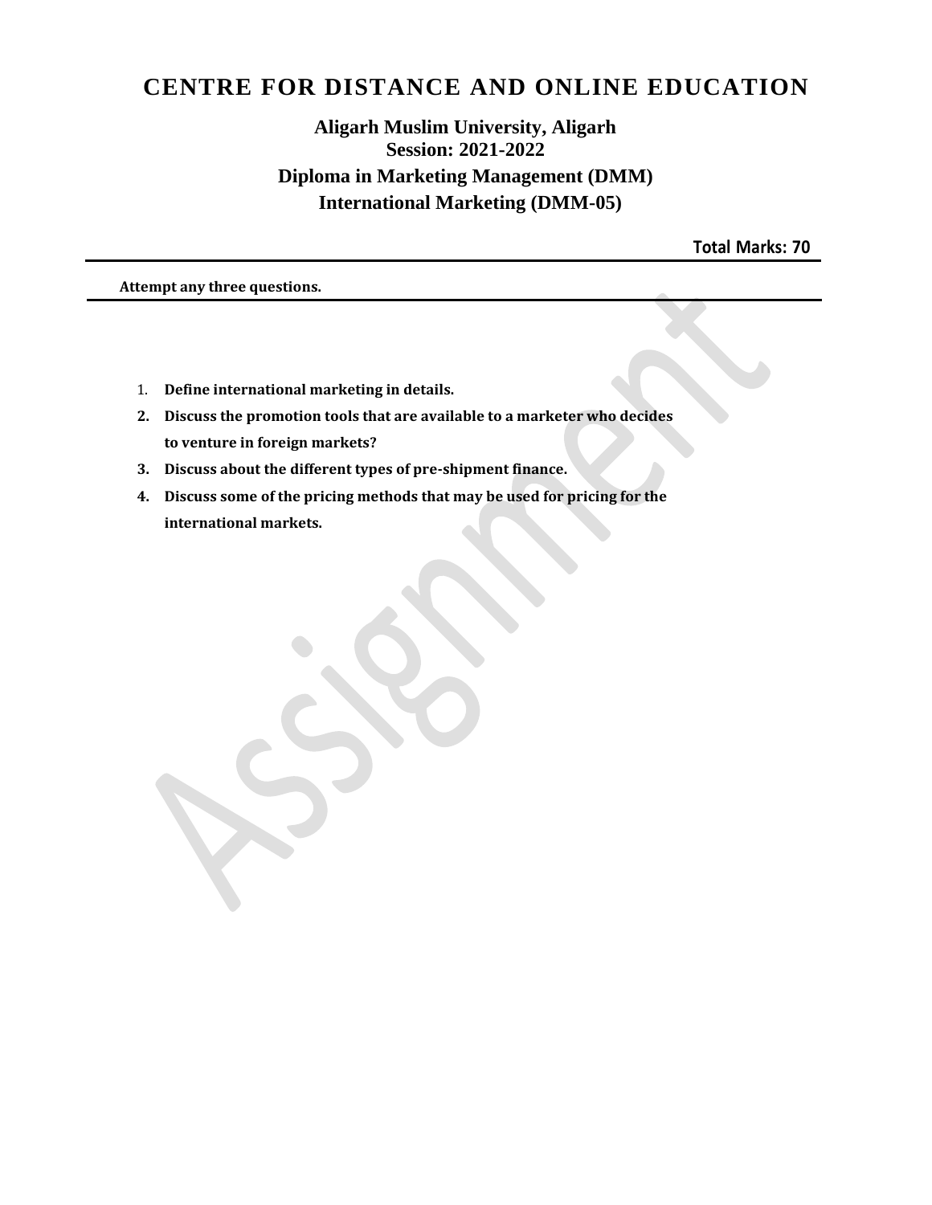# CENTRE FOR DISTANCE AND ONLINE EDUCATION

## Aligarh Muslim University, Aligarh
## Session: 2021-2022
## Diploma in Marketing Management (DMM)
## International Marketing (DMM-05)

**Total Marks: 70**

---

**Attempt any three questions.**

---

1. **Define international marketing in details.**
2. **Discuss the promotion tools that are available to a marketer who decides to venture in foreign markets?**
3. **Discuss about the different types of pre-shipment finance.**
4. **Discuss some of the pricing methods that may be used for pricing for the international markets.**